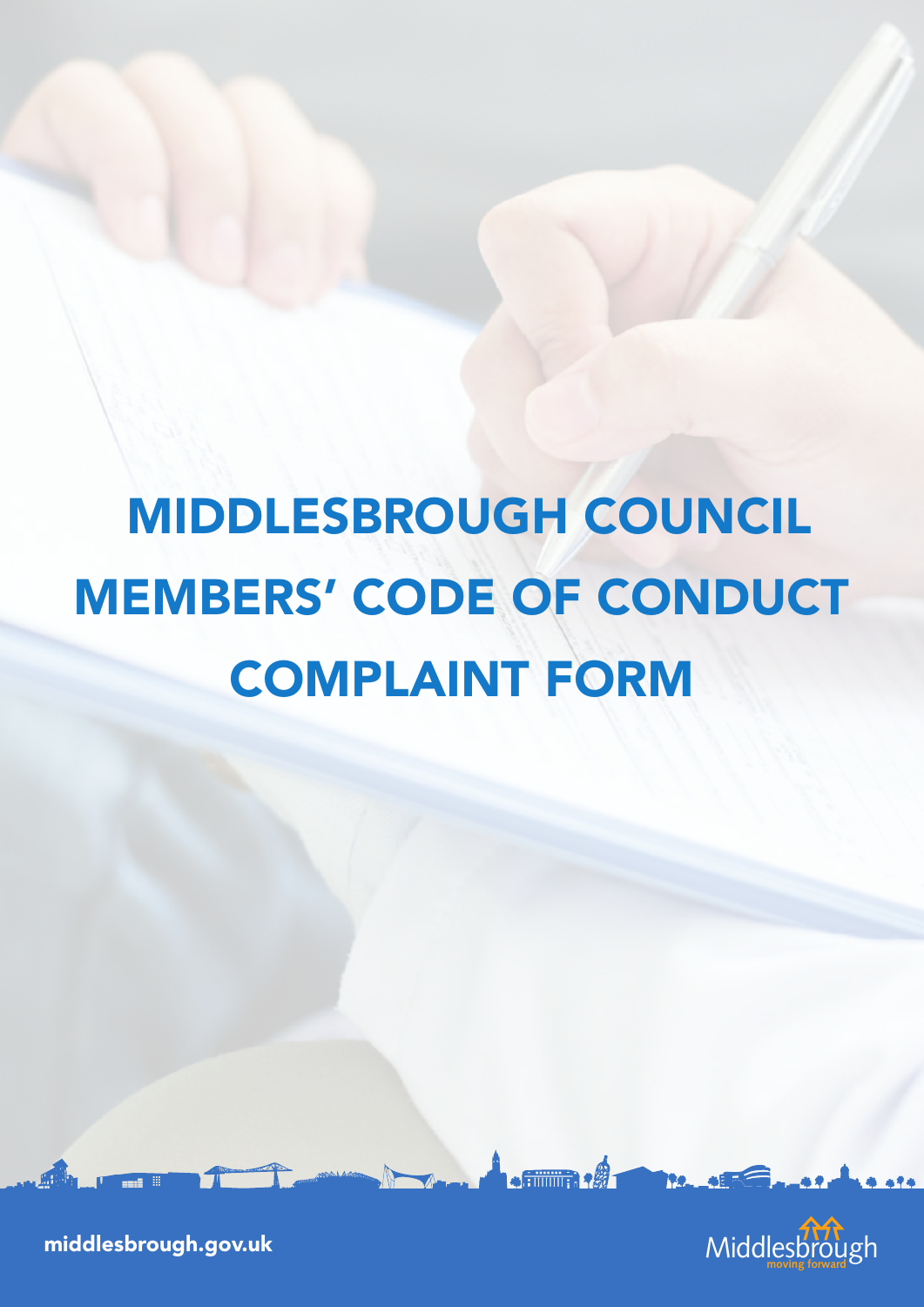# MIDDLESBROUGH COUNCIL MEMBERS' CODE OF CONDUCT COMPLAINT FORM

middlesbrough.gov.uk

Middlesbrough moving forward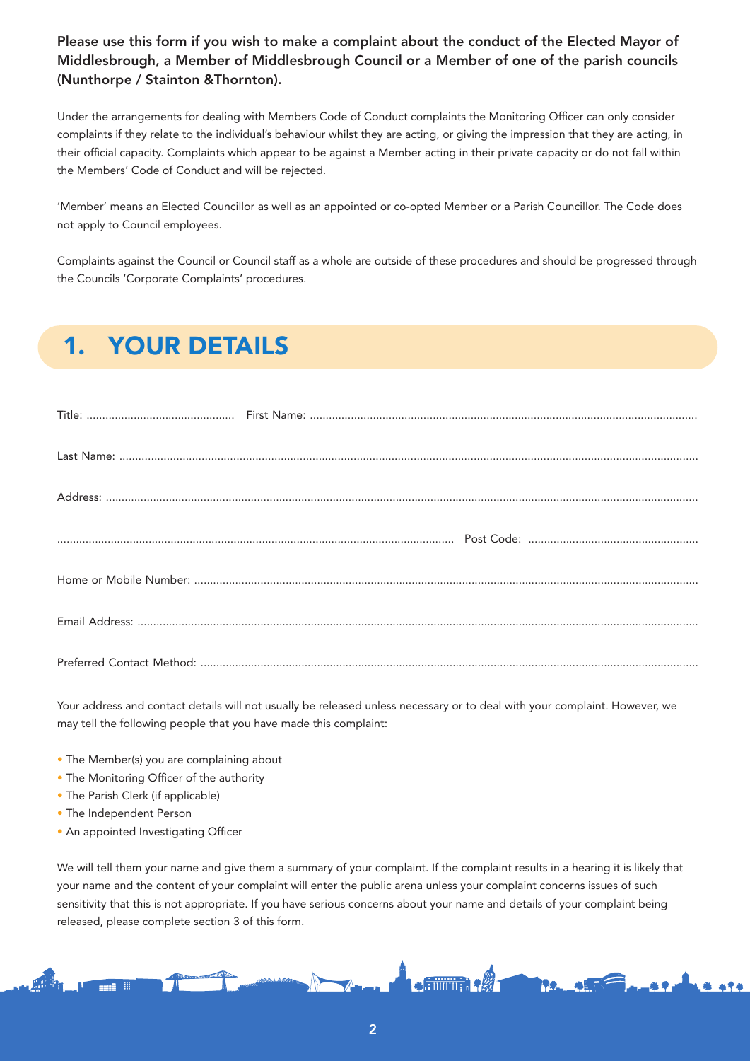**Please use this form if you wish to make a complaint about the conduct of the Elected Mayor of Middlesbrough, a Member of Middlesbrough Council or a Member of one of the parish councils (Nunthorpe / Stainton &Thornton).**

Under the arrangements for dealing with Members Code of Conduct complaints the Monitoring Officer can only consider complaints if they relate to the individual's behaviour whilst they are acting, or giving the impression that they are acting, in their official capacity. Complaints which appear to be against a Member acting in their private capacity or do not fall within the Members' Code of Conduct and will be rejected.

'Member' means an Elected Councillor as well as an appointed or co-opted Member or a Parish Councillor. The Code does not apply to Council employees.

Complaints against the Council or Council staff as a whole are outside of these procedures and should be progressed through the Councils 'Corporate Complaints' procedures.

## 1. YOUR DETAILS

Title: .............................................. First Name: ..........................................................................................................................

Last Name: ..............................................................................................................................................................................

Address: ..................................................................................................................................................................................

............................................................................................................................ Post Code: ......................................................

Home or Mobile Number: ..........................................................................................................................................................

Email Address: .........................................................................................................................................................................

Preferred Contact Method: ........................................................................................................................................................

Your address and contact details will not usually be released unless necessary or to deal with your complaint. However, we may tell the following people that you have made this complaint:

- The Member(s) you are complaining about
- The Monitoring Officer of the authority
- The Parish Clerk (if applicable)
- The Independent Person
- An appointed Investigating Officer

We will tell them your name and give them a summary of your complaint. If the complaint results in a hearing it is likely that your name and the content of your complaint will enter the public arena unless your complaint concerns issues of such sensitivity that this is not appropriate. If you have serious concerns about your name and details of your complaint being released, please complete section 3 of this form.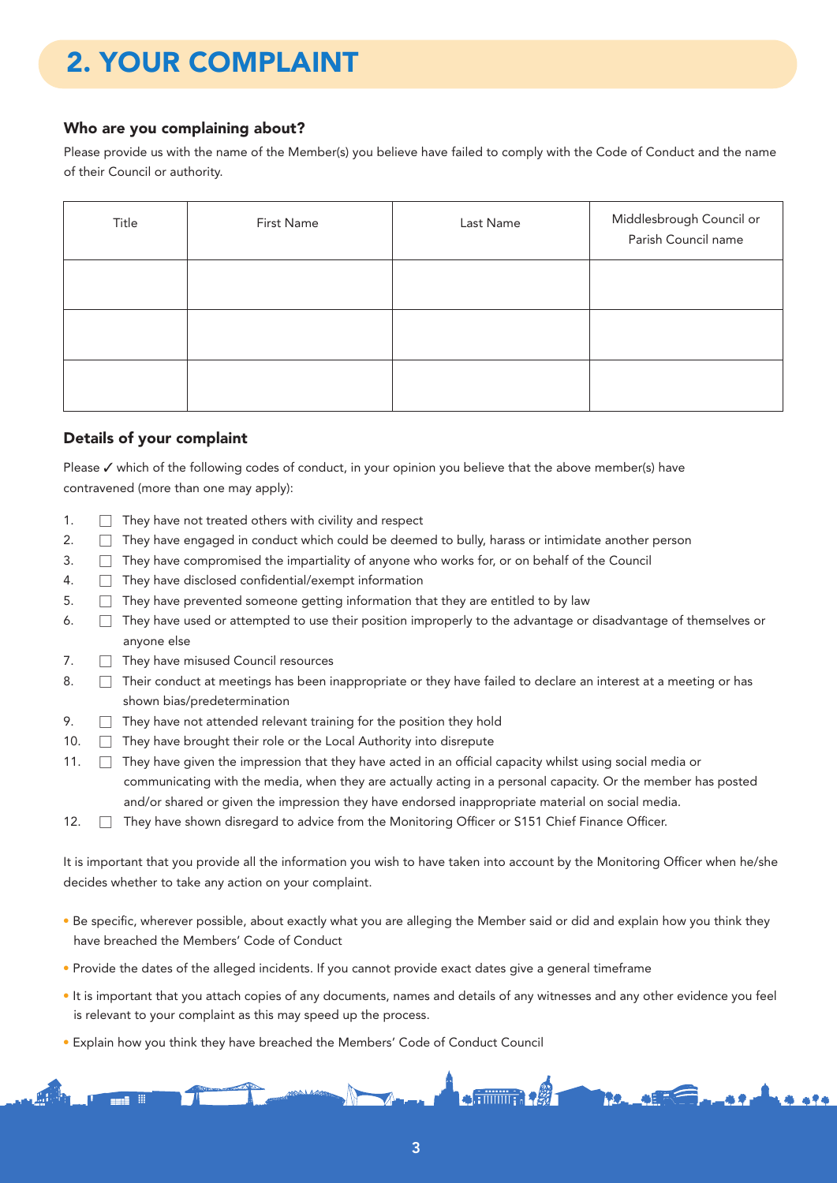# 2. YOUR COMPLAINT

### Who are you complaining about?

Please provide us with the name of the Member(s) you believe have failed to comply with the Code of Conduct and the name of their Council or authority.

| Title | First Name | Last Name | Middlesbrough Council or Parish Council name |
|---|---|---|---|
| | | | |
| | | | |
| | | | |

### Details of your complaint

Please ✓ which of the following codes of conduct, in your opinion you believe that the above member(s) have contravened (more than one may apply):

1. ☐ They have not treated others with civility and respect
2. ☐ They have engaged in conduct which could be deemed to bully, harass or intimidate another person
3. ☐ They have compromised the impartiality of anyone who works for, or on behalf of the Council
4. ☐ They have disclosed confidential/exempt information
5. ☐ They have prevented someone getting information that they are entitled to by law
6. ☐ They have used or attempted to use their position improperly to the advantage or disadvantage of themselves or anyone else
7. ☐ They have misused Council resources
8. ☐ Their conduct at meetings has been inappropriate or they have failed to declare an interest at a meeting or has shown bias/predetermination
9. ☐ They have not attended relevant training for the position they hold
10. ☐ They have brought their role or the Local Authority into disrepute
11. ☐ They have given the impression that they have acted in an official capacity whilst using social media or communicating with the media, when they are actually acting in a personal capacity. Or the member has posted and/or shared or given the impression they have endorsed inappropriate material on social media.
12. ☐ They have shown disregard to advice from the Monitoring Officer or S151 Chief Finance Officer.

It is important that you provide all the information you wish to have taken into account by the Monitoring Officer when he/she decides whether to take any action on your complaint.

- Be specific, wherever possible, about exactly what you are alleging the Member said or did and explain how you think they have breached the Members' Code of Conduct
- Provide the dates of the alleged incidents. If you cannot provide exact dates give a general timeframe
- It is important that you attach copies of any documents, names and details of any witnesses and any other evidence you feel is relevant to your complaint as this may speed up the process.
- Explain how you think they have breached the Members' Code of Conduct Council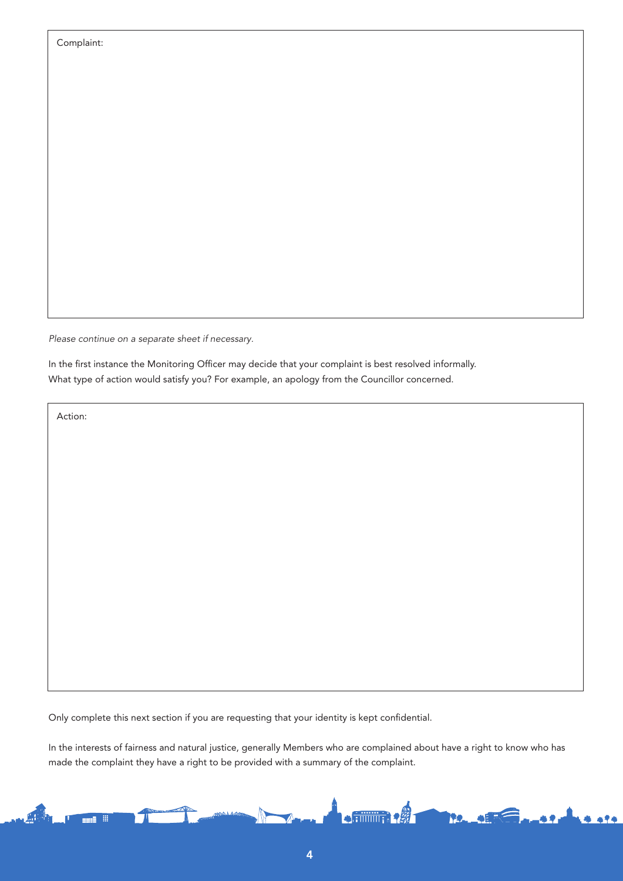Complaint:

*Please continue on a separate sheet if necessary.*

In the first instance the Monitoring Officer may decide that your complaint is best resolved informally. What type of action would satisfy you? For example, an apology from the Councillor concerned.

Action:

Only complete this next section if you are requesting that your identity is kept confidential.

In the interests of fairness and natural justice, generally Members who are complained about have a right to know who has made the complaint they have a right to be provided with a summary of the complaint.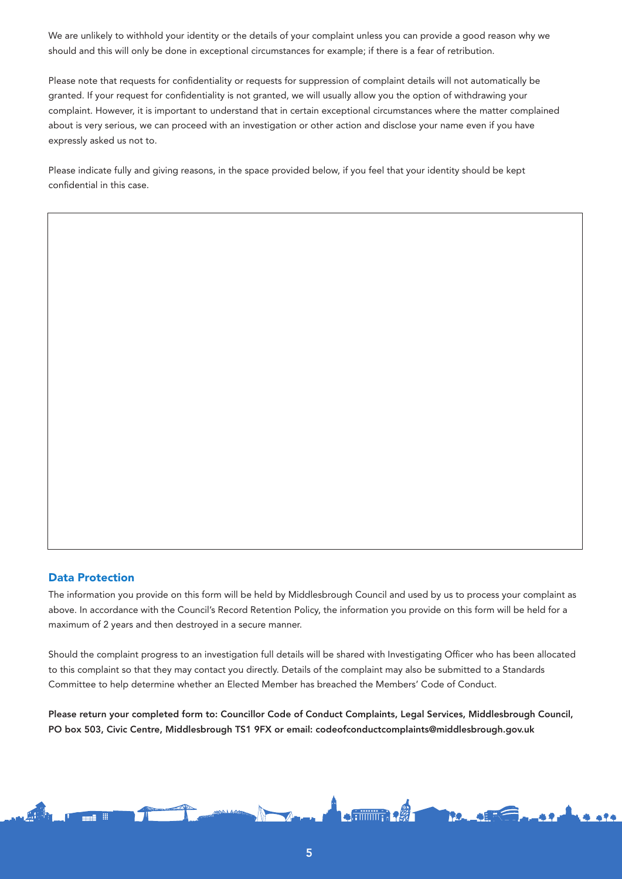We are unlikely to withhold your identity or the details of your complaint unless you can provide a good reason why we should and this will only be done in exceptional circumstances for example; if there is a fear of retribution.

Please note that requests for confidentiality or requests for suppression of complaint details will not automatically be granted. If your request for confidentiality is not granted, we will usually allow you the option of withdrawing your complaint. However, it is important to understand that in certain exceptional circumstances where the matter complained about is very serious, we can proceed with an investigation or other action and disclose your name even if you have expressly asked us not to.

Please indicate fully and giving reasons, in the space provided below, if you feel that your identity should be kept confidential in this case.

## Data Protection

The information you provide on this form will be held by Middlesbrough Council and used by us to process your complaint as above. In accordance with the Council's Record Retention Policy, the information you provide on this form will be held for a maximum of 2 years and then destroyed in a secure manner.

Should the complaint progress to an investigation full details will be shared with Investigating Officer who has been allocated to this complaint so that they may contact you directly. Details of the complaint may also be submitted to a Standards Committee to help determine whether an Elected Member has breached the Members' Code of Conduct.

**Please return your completed form to: Councillor Code of Conduct Complaints, Legal Services, Middlesbrough Council, PO box 503, Civic Centre, Middlesbrough TS1 9FX or email: codeofconductcomplaints@middlesbrough.gov.uk**